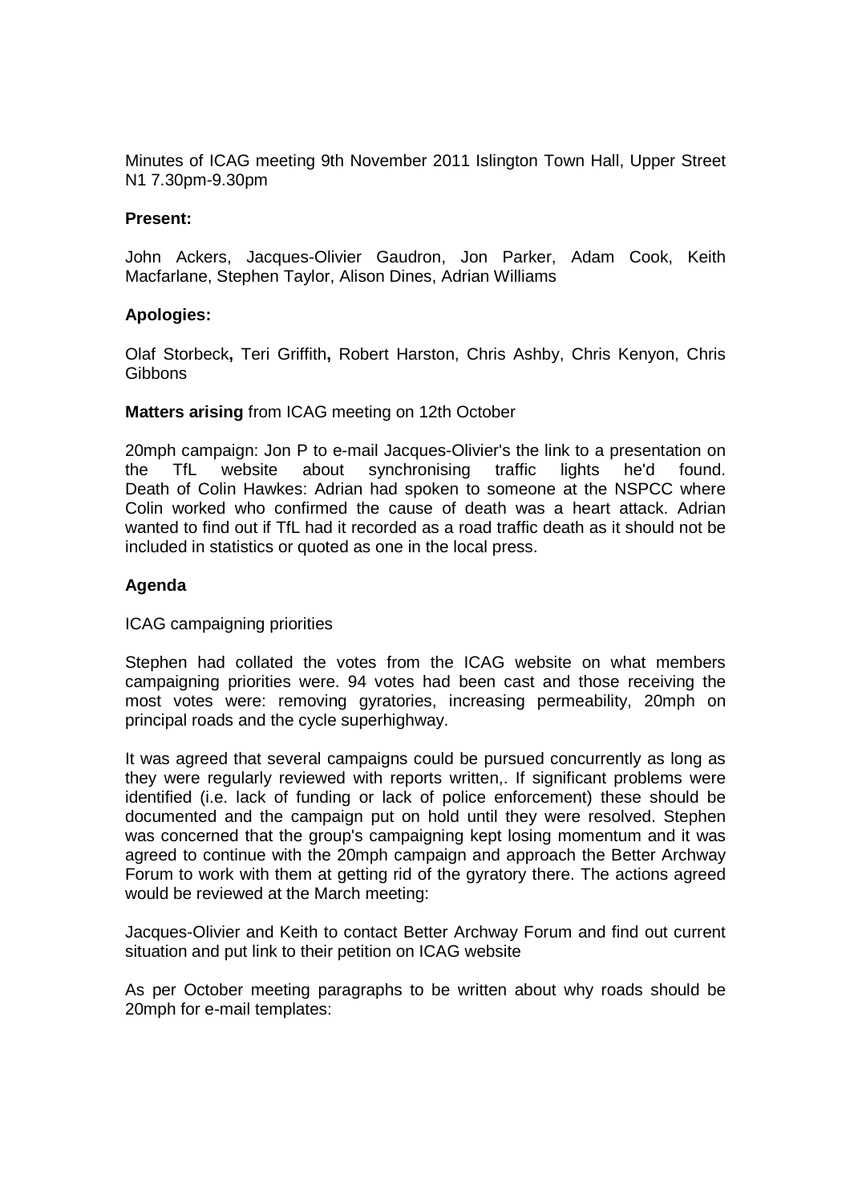Minutes of ICAG meeting 9th November 2011 Islington Town Hall, Upper Street N1 7.30pm-9.30pm

**Present:**

John Ackers, Jacques-Olivier Gaudron, Jon Parker, Adam Cook, Keith Macfarlane, Stephen Taylor, Alison Dines, Adrian Williams

**Apologies:**

Olaf Storbeck**,** Teri Griffith**,** Robert Harston, Chris Ashby, Chris Kenyon, Chris Gibbons

**Matters arising** from ICAG meeting on 12th October

20mph campaign: Jon P to e-mail Jacques-Olivier's the link to a presentation on the TfL website about synchronising traffic lights he'd found. Death of Colin Hawkes: Adrian had spoken to someone at the NSPCC where Colin worked who confirmed the cause of death was a heart attack. Adrian wanted to find out if TfL had it recorded as a road traffic death as it should not be included in statistics or quoted as one in the local press.

**Agenda**

ICAG campaigning priorities

Stephen had collated the votes from the ICAG website on what members campaigning priorities were. 94 votes had been cast and those receiving the most votes were: removing gyratories, increasing permeability, 20mph on principal roads and the cycle superhighway.

It was agreed that several campaigns could be pursued concurrently as long as they were regularly reviewed with reports written,. If significant problems were identified (i.e. lack of funding or lack of police enforcement) these should be documented and the campaign put on hold until they were resolved. Stephen was concerned that the group's campaigning kept losing momentum and it was agreed to continue with the 20mph campaign and approach the Better Archway Forum to work with them at getting rid of the gyratory there. The actions agreed would be reviewed at the March meeting:

Jacques-Olivier and Keith to contact Better Archway Forum and find out current situation and put link to their petition on ICAG website

As per October meeting paragraphs to be written about why roads should be 20mph for e-mail templates: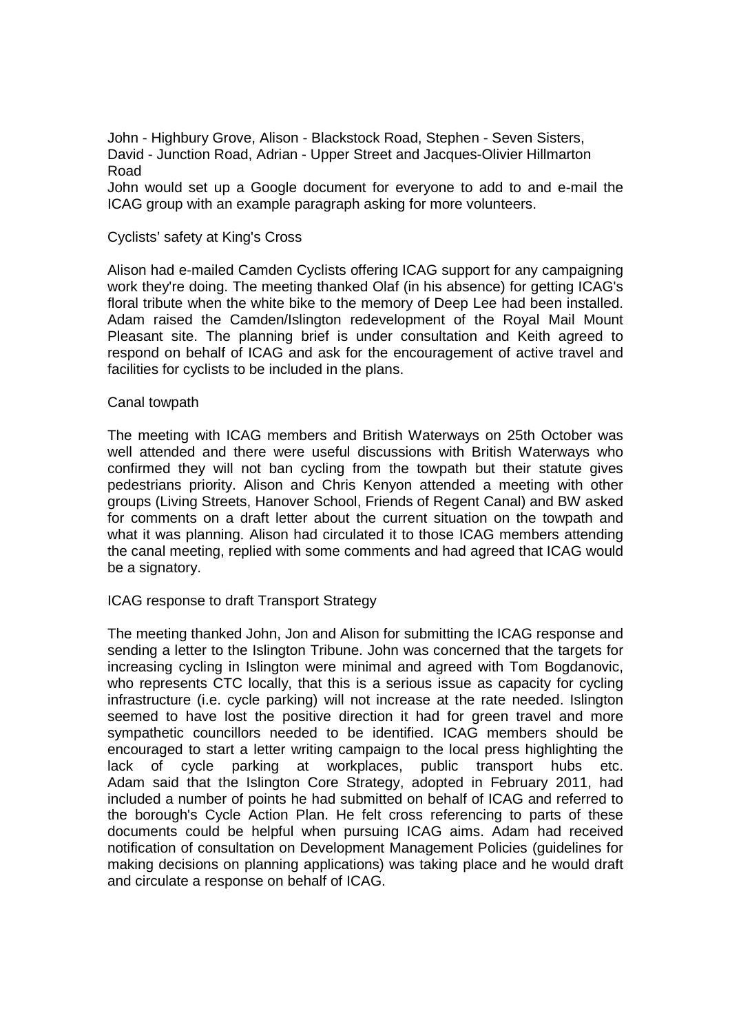John - Highbury Grove, Alison - Blackstock Road, Stephen - Seven Sisters, David - Junction Road, Adrian - Upper Street and Jacques-Olivier Hillmarton Road

John would set up a Google document for everyone to add to and e-mail the ICAG group with an example paragraph asking for more volunteers.

Cyclists' safety at King's Cross

Alison had e-mailed Camden Cyclists offering ICAG support for any campaigning work they're doing. The meeting thanked Olaf (in his absence) for getting ICAG's floral tribute when the white bike to the memory of Deep Lee had been installed. Adam raised the Camden/Islington redevelopment of the Royal Mail Mount Pleasant site. The planning brief is under consultation and Keith agreed to respond on behalf of ICAG and ask for the encouragement of active travel and facilities for cyclists to be included in the plans.

Canal towpath

The meeting with ICAG members and British Waterways on 25th October was well attended and there were useful discussions with British Waterways who confirmed they will not ban cycling from the towpath but their statute gives pedestrians priority. Alison and Chris Kenyon attended a meeting with other groups (Living Streets, Hanover School, Friends of Regent Canal) and BW asked for comments on a draft letter about the current situation on the towpath and what it was planning. Alison had circulated it to those ICAG members attending the canal meeting, replied with some comments and had agreed that ICAG would be a signatory.

ICAG response to draft Transport Strategy

The meeting thanked John, Jon and Alison for submitting the ICAG response and sending a letter to the Islington Tribune. John was concerned that the targets for increasing cycling in Islington were minimal and agreed with Tom Bogdanovic, who represents CTC locally, that this is a serious issue as capacity for cycling infrastructure (i.e. cycle parking) will not increase at the rate needed. Islington seemed to have lost the positive direction it had for green travel and more sympathetic councillors needed to be identified. ICAG members should be encouraged to start a letter writing campaign to the local press highlighting the lack of cycle parking at workplaces, public transport hubs etc. Adam said that the Islington Core Strategy, adopted in February 2011, had included a number of points he had submitted on behalf of ICAG and referred to the borough's Cycle Action Plan. He felt cross referencing to parts of these documents could be helpful when pursuing ICAG aims. Adam had received notification of consultation on Development Management Policies (guidelines for making decisions on planning applications) was taking place and he would draft and circulate a response on behalf of ICAG.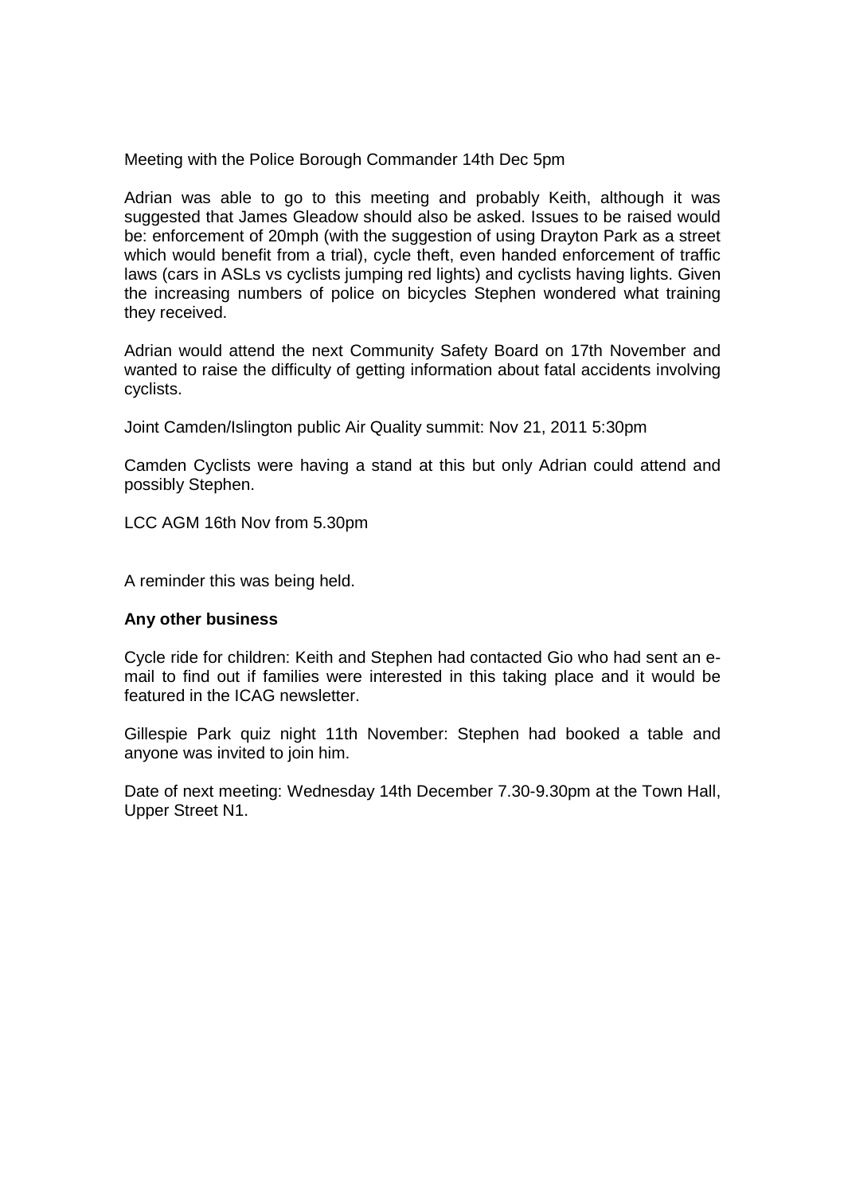Meeting with the Police Borough Commander 14th Dec 5pm

Adrian was able to go to this meeting and probably Keith, although it was suggested that James Gleadow should also be asked. Issues to be raised would be: enforcement of 20mph (with the suggestion of using Drayton Park as a street which would benefit from a trial), cycle theft, even handed enforcement of traffic laws (cars in ASLs vs cyclists jumping red lights) and cyclists having lights. Given the increasing numbers of police on bicycles Stephen wondered what training they received.

Adrian would attend the next Community Safety Board on 17th November and wanted to raise the difficulty of getting information about fatal accidents involving cyclists.

Joint Camden/Islington public Air Quality summit: Nov 21, 2011 5:30pm

Camden Cyclists were having a stand at this but only Adrian could attend and possibly Stephen.

LCC AGM 16th Nov from 5.30pm

A reminder this was being held.

**Any other business**

Cycle ride for children: Keith and Stephen had contacted Gio who had sent an e-mail to find out if families were interested in this taking place and it would be featured in the ICAG newsletter.

Gillespie Park quiz night 11th November: Stephen had booked a table and anyone was invited to join him.

Date of next meeting: Wednesday 14th December 7.30-9.30pm at the Town Hall, Upper Street N1.